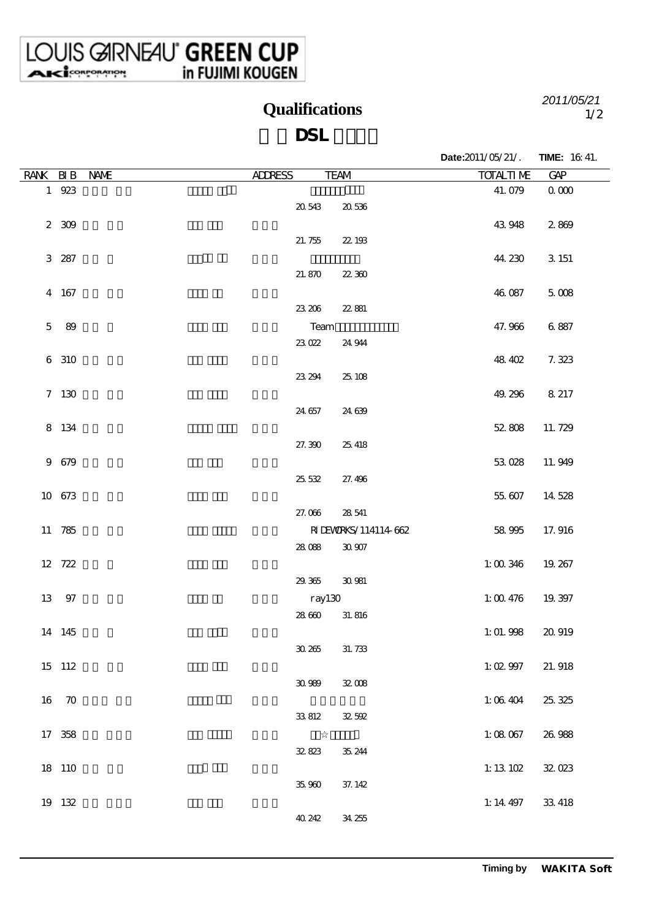LOUIS GARNEAU GREEN CUP in FUJIMI KOUGEN

# Qualifications

2011/05/21

## DSL

**Date:**2011/05/21/. **TIME:** 16:41.

| RANK | BIB | NAME | ADDRESS | TEAM | TOTALTIME | GAP |
|---|---|---|---|---|---|---|
| 1 | 923 | | | | 41.079 | 0.000 |
| | | | | 20.543 20.536 | | |
| 2 | 309 | | | | 43.948 | 2.869 |
| | | | | 21.755 22.193 | | |
| 3 | 287 | | | | 44.230 | 3.151 |
| | | | | 21.870 22.360 | | |
| 4 | 167 | | | | 46.087 | 5.008 |
| | | | | 23.206 22.881 | | |
| 5 | 89 | | | Team | 47.966 | 6.887 |
| | | | | 23.022 24.944 | | |
| 6 | 310 | | | | 48.402 | 7.323 |
| | | | | 23.294 25.108 | | |
| 7 | 130 | | | | 49.296 | 8.217 |
| | | | | 24.657 24.639 | | |
| 8 | 134 | | | | 52.808 | 11.729 |
| | | | | 27.390 25.418 | | |
| 9 | 679 | | | | 53.028 | 11.949 |
| | | | | 25.532 27.496 | | |
| 10 | 673 | | | | 55.607 | 14.528 |
| | | | | 27.066 28.541 | | |
| 11 | 785 | | | RIDEWORKS/114114-662 | 58.995 | 17.916 |
| | | | | 28.088 30.907 | | |
| 12 | 722 | | | | 1:00.346 | 19.267 |
| | | | | 29.365 30.981 | | |
| 13 | 97 | | | ray130 | 1:00.476 | 19.397 |
| | | | | 28.660 31.816 | | |
| 14 | 145 | | | | 1:01.998 | 20.919 |
| | | | | 30.265 31.733 | | |
| 15 | 112 | | | | 1:02.997 | 21.918 |
| | | | | 30.989 32.008 | | |
| 16 | 70 | | | | 1:06.404 | 25.325 |
| | | | | 33.812 32.592 | | |
| 17 | 358 | | | ☆ | 1:08.067 | 26.988 |
| | | | | 32.823 35.244 | | |
| 18 | 110 | | | | 1:13.102 | 32.023 |
| | | | | 35.960 37.142 | | |
| 19 | 132 | | | | 1:14.497 | 33.418 |
| | | | | 40.242 34.255 | | |

Timing by WAKITA Soft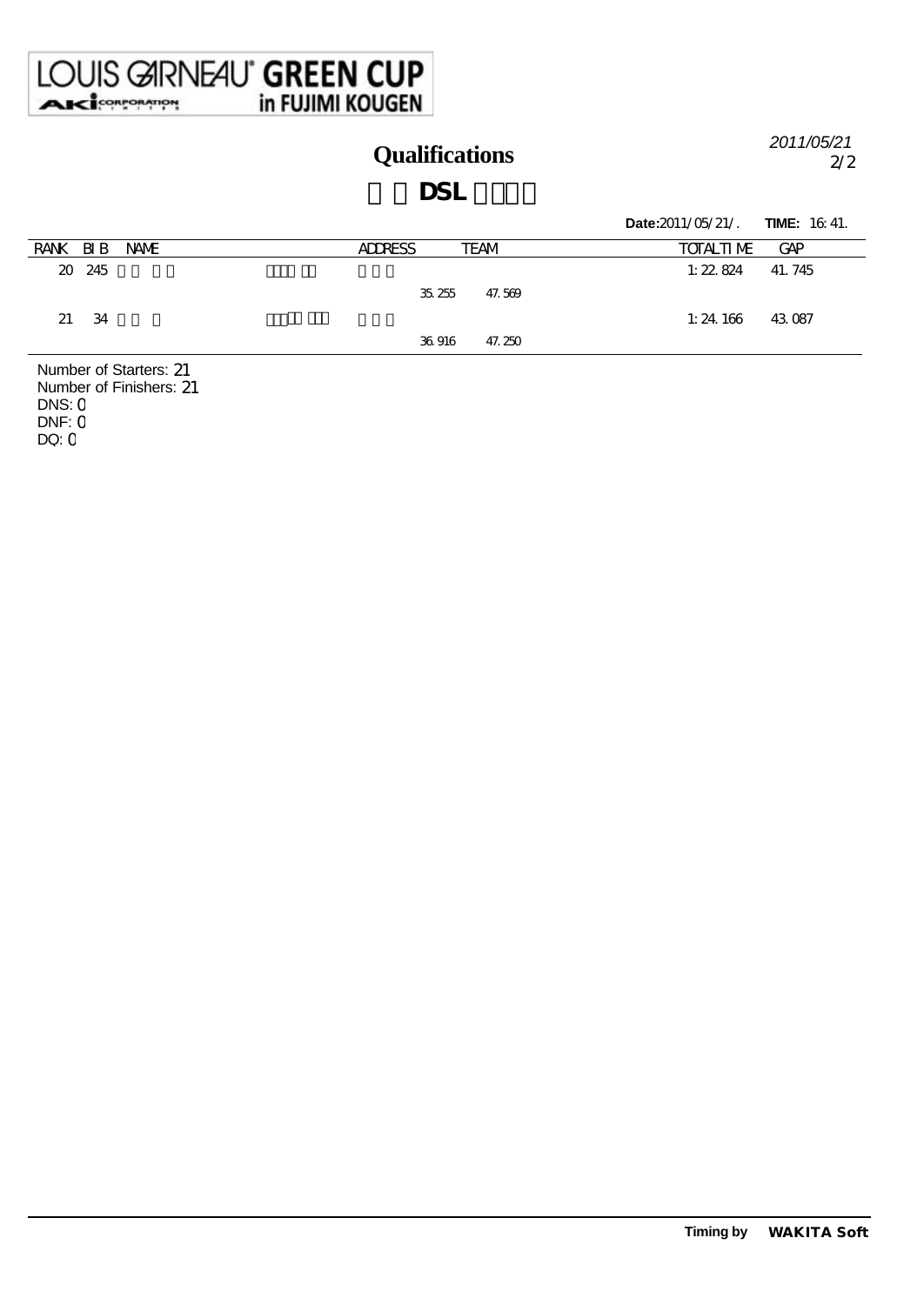# Qualifications

## DSL

**Date:**2011/05/21/. **TIME:** 16:41.

| RANK | BIB | NAME | ADDRESS | TEAM | | TOTALTIME | GAP |
|---|---|---|---|---|---|---|---|
| 20 | 245 | | | | | 1:22.824 | 41.745 |
| | | | | 35.255 | 47.569 | | |
| 21 | 34 | | | | | 1:24.166 | 43.087 |
| | | | | 36.916 | 47.250 | | |

Number of Starters: 21
Number of Finishers: 21
DNS: 0
DNF: 0
DQ: 0